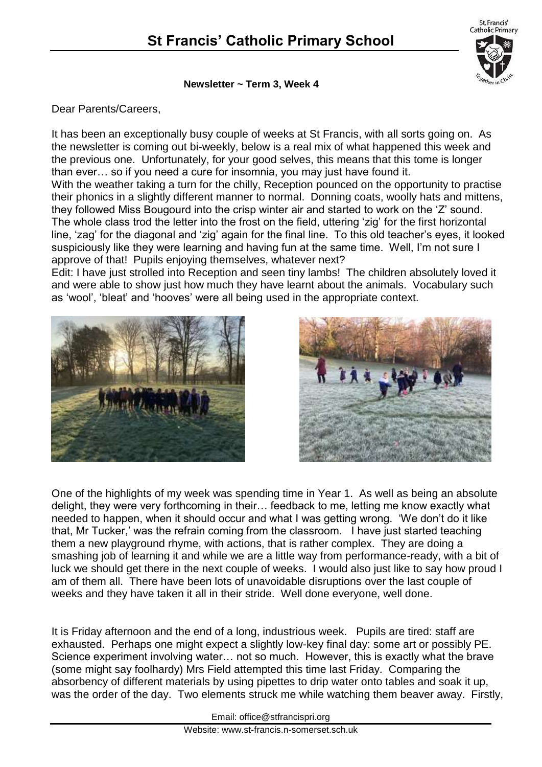# St Francis' Catholic Primary School

**Newsletter ~ Term 3, Week 4**

Dear Parents/Careers,

It has been an exceptionally busy couple of weeks at St Francis, with all sorts going on. As the newsletter is coming out bi-weekly, below is a real mix of what happened this week and the previous one. Unfortunately, for your good selves, this means that this tome is longer than ever… so if you need a cure for insomnia, you may just have found it.

With the weather taking a turn for the chilly, Reception pounced on the opportunity to practise their phonics in a slightly different manner to normal. Donning coats, woolly hats and mittens, they followed Miss Bougourd into the crisp winter air and started to work on the 'Z' sound. The whole class trod the letter into the frost on the field, uttering 'zig' for the first horizontal line, 'zag' for the diagonal and 'zig' again for the final line. To this old teacher's eyes, it looked suspiciously like they were learning and having fun at the same time. Well, I'm not sure I approve of that! Pupils enjoying themselves, whatever next?

Edit: I have just strolled into Reception and seen tiny lambs! The children absolutely loved it and were able to show just how much they have learnt about the animals. Vocabulary such as 'wool', 'bleat' and 'hooves' were all being used in the appropriate context.

One of the highlights of my week was spending time in Year 1. As well as being an absolute delight, they were very forthcoming in their… feedback to me, letting me know exactly what needed to happen, when it should occur and what I was getting wrong. 'We don't do it like that, Mr Tucker,' was the refrain coming from the classroom. I have just started teaching them a new playground rhyme, with actions, that is rather complex. They are doing a smashing job of learning it and while we are a little way from performance-ready, with a bit of luck we should get there in the next couple of weeks. I would also just like to say how proud I am of them all. There have been lots of unavoidable disruptions over the last couple of weeks and they have taken it all in their stride. Well done everyone, well done.

It is Friday afternoon and the end of a long, industrious week. Pupils are tired: staff are exhausted. Perhaps one might expect a slightly low-key final day: some art or possibly PE. Science experiment involving water… not so much. However, this is exactly what the brave (some might say foolhardy) Mrs Field attempted this time last Friday. Comparing the absorbency of different materials by using pipettes to drip water onto tables and soak it up, was the order of the day. Two elements struck me while watching them beaver away. Firstly,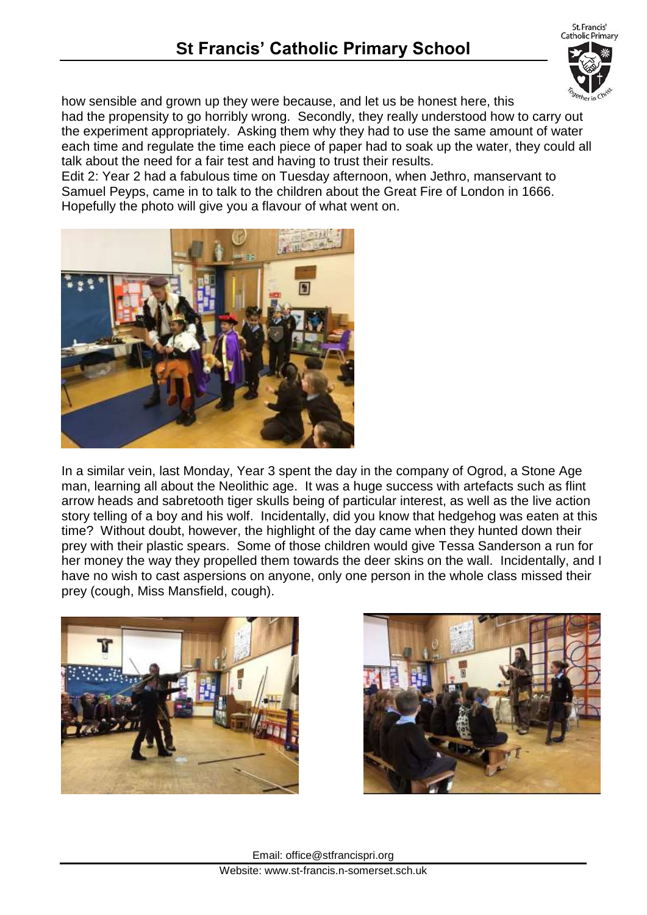how sensible and grown up they were because, and let us be honest here, this had the propensity to go horribly wrong. Secondly, they really understood how to carry out the experiment appropriately. Asking them why they had to use the same amount of water each time and regulate the time each piece of paper had to soak up the water, they could all talk about the need for a fair test and having to trust their results.

Edit 2: Year 2 had a fabulous time on Tuesday afternoon, when Jethro, manservant to Samuel Peyps, came in to talk to the children about the Great Fire of London in 1666. Hopefully the photo will give you a flavour of what went on.

In a similar vein, last Monday, Year 3 spent the day in the company of Ogrod, a Stone Age man, learning all about the Neolithic age. It was a huge success with artefacts such as flint arrow heads and sabretooth tiger skulls being of particular interest, as well as the live action story telling of a boy and his wolf. Incidentally, did you know that hedgehog was eaten at this time? Without doubt, however, the highlight of the day came when they hunted down their prey with their plastic spears. Some of those children would give Tessa Sanderson a run for her money the way they propelled them towards the deer skins on the wall. Incidentally, and I have no wish to cast aspersions on anyone, only one person in the whole class missed their prey (cough, Miss Mansfield, cough).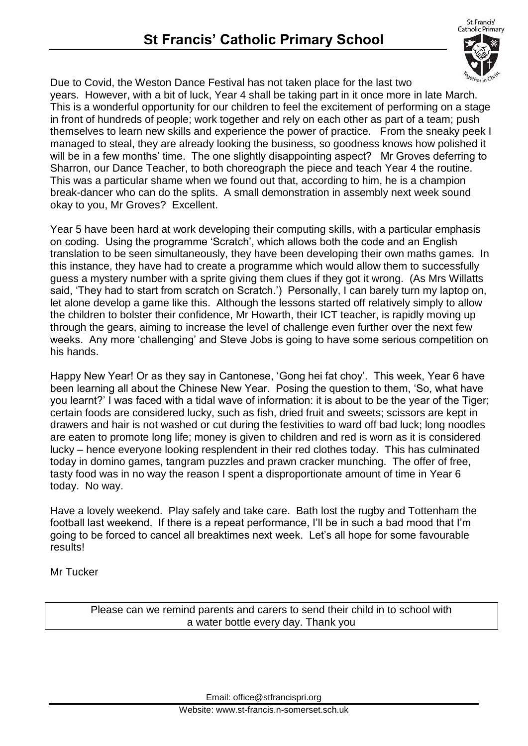# St Francis' Catholic Primary School

Due to Covid, the Weston Dance Festival has not taken place for the last two years. However, with a bit of luck, Year 4 shall be taking part in it once more in late March. This is a wonderful opportunity for our children to feel the excitement of performing on a stage in front of hundreds of people; work together and rely on each other as part of a team; push themselves to learn new skills and experience the power of practice. From the sneaky peek I managed to steal, they are already looking the business, so goodness knows how polished it will be in a few months' time. The one slightly disappointing aspect? Mr Groves deferring to Sharron, our Dance Teacher, to both choreograph the piece and teach Year 4 the routine. This was a particular shame when we found out that, according to him, he is a champion break-dancer who can do the splits. A small demonstration in assembly next week sound okay to you, Mr Groves? Excellent.

Year 5 have been hard at work developing their computing skills, with a particular emphasis on coding. Using the programme 'Scratch', which allows both the code and an English translation to be seen simultaneously, they have been developing their own maths games. In this instance, they have had to create a programme which would allow them to successfully guess a mystery number with a sprite giving them clues if they got it wrong. (As Mrs Willatts said, 'They had to start from scratch on Scratch.') Personally, I can barely turn my laptop on, let alone develop a game like this. Although the lessons started off relatively simply to allow the children to bolster their confidence, Mr Howarth, their ICT teacher, is rapidly moving up through the gears, aiming to increase the level of challenge even further over the next few weeks. Any more 'challenging' and Steve Jobs is going to have some serious competition on his hands.

Happy New Year! Or as they say in Cantonese, 'Gong hei fat choy'. This week, Year 6 have been learning all about the Chinese New Year. Posing the question to them, 'So, what have you learnt?' I was faced with a tidal wave of information: it is about to be the year of the Tiger; certain foods are considered lucky, such as fish, dried fruit and sweets; scissors are kept in drawers and hair is not washed or cut during the festivities to ward off bad luck; long noodles are eaten to promote long life; money is given to children and red is worn as it is considered lucky – hence everyone looking resplendent in their red clothes today. This has culminated today in domino games, tangram puzzles and prawn cracker munching. The offer of free, tasty food was in no way the reason I spent a disproportionate amount of time in Year 6 today. No way.

Have a lovely weekend. Play safely and take care. Bath lost the rugby and Tottenham the football last weekend. If there is a repeat performance, I'll be in such a bad mood that I'm going to be forced to cancel all breaktimes next week. Let's all hope for some favourable results!

Mr Tucker

Please can we remind parents and carers to send their child in to school with a water bottle every day. Thank you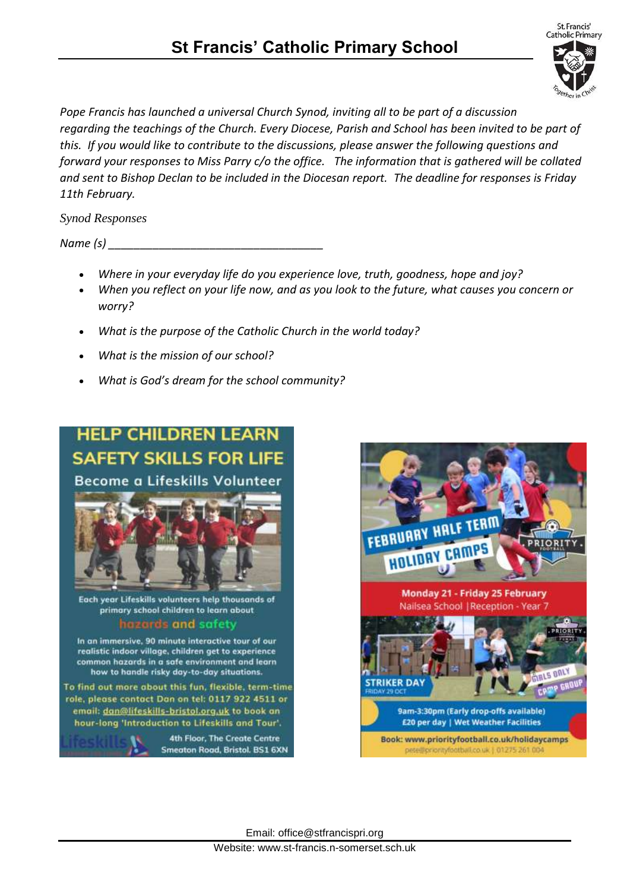# St Francis' Catholic Primary School

*Pope Francis has launched a universal Church Synod, inviting all to be part of a discussion regarding the teachings of the Church. Every Diocese, Parish and School has been invited to be part of this. If you would like to contribute to the discussions, please answer the following questions and forward your responses to Miss Parry c/o the office. The information that is gathered will be collated and sent to Bishop Declan to be included in the Diocesan report. The deadline for responses is Friday 11th February.*

*Synod Responses*

*Name (s) \_\_\_\_\_\_\_\_\_\_\_\_\_\_\_\_\_\_\_\_\_\_\_\_\_\_\_\_\_\_\_\_\_\_\_\_*

- *Where in your everyday life do you experience love, truth, goodness, hope and joy?*
- *When you reflect on your life now, and as you look to the future, what causes you concern or worry?*
- *What is the purpose of the Catholic Church in the world today?*
- *What is the mission of our school?*
- *What is God's dream for the school community?*

## HELP CHILDREN LEARN SAFETY SKILLS FOR LIFE

**Become a Lifeskills Volunteer**

Each year Lifeskills volunteers help thousands of primary school children to learn about **hazards and safety**

In an immersive, 90 minute interactive tour of our realistic indoor village, children get to experience common hazards in a safe environment and learn how to handle risky day-to-day situations.

To find out more about this fun, flexible, term-time role, please contact Dan on tel: 0117 922 4511 or email: dan@lifeskills-bristol.org.uk to book an hour-long 'Introduction to Lifeskills and Tour'.

Lifeskills

4th Floor, The Create Centre
Smeaton Road, Bristol. BS1 6XN

## FEBRUARY HALF TERM HOLIDAY CAMPS

PRIORITY FOOTBALL

**Monday 21 - Friday 25 February**
Nailsea School | Reception - Year 7

STRIKER DAY
FRIDAY 29 OCT

GIRLS ONLY CAMP GROUP

**9am-3:30pm (Early drop-offs available)**
**£20 per day | Wet Weather Facilities**

**Book: www.priorityfootball.co.uk/holidaycamps**
pete@priorityfootball.co.uk | 01275 261 004

Email: office@stfrancispri.org
Website: www.st-francis.n-somerset.sch.uk